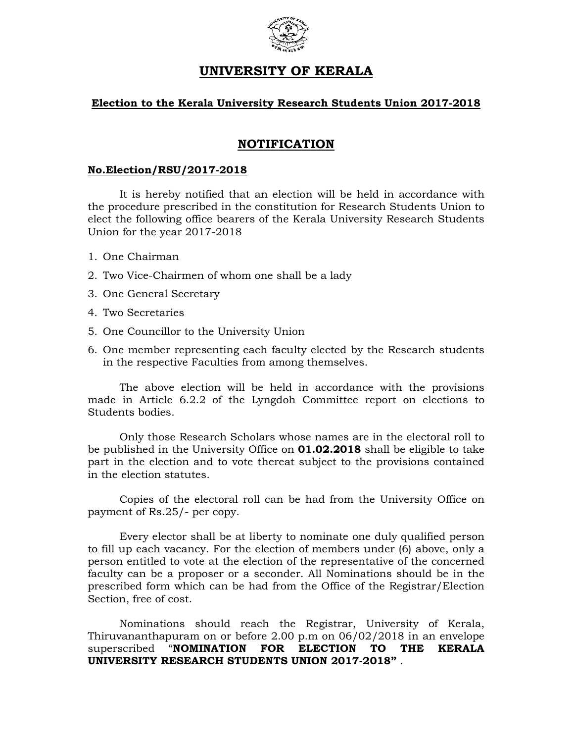# UNIVERSITY OF KERALA

## Election to the Kerala University Research Students Union 2017-2018

## NOTIFICATION

**No.Election/RSU/2017-2018**

It is hereby notified that an election will be held in accordance with the procedure prescribed in the constitution for Research Students Union to elect the following office bearers of the Kerala University Research Students Union for the year 2017-2018

1. One Chairman
2. Two Vice-Chairmen of whom one shall be a lady
3. One General Secretary
4. Two Secretaries
5. One Councillor to the University Union
6. One member representing each faculty elected by the Research students in the respective Faculties from among themselves.

The above election will be held in accordance with the provisions made in Article 6.2.2 of the Lyngdoh Committee report on elections to Students bodies.

Only those Research Scholars whose names are in the electoral roll to be published in the University Office on **01.02.2018** shall be eligible to take part in the election and to vote thereat subject to the provisions contained in the election statutes.

Copies of the electoral roll can be had from the University Office on payment of Rs.25/- per copy.

Every elector shall be at liberty to nominate one duly qualified person to fill up each vacancy. For the election of members under (6) above, only a person entitled to vote at the election of the representative of the concerned faculty can be a proposer or a seconder. All Nominations should be in the prescribed form which can be had from the Office of the Registrar/Election Section, free of cost.

Nominations should reach the Registrar, University of Kerala, Thiruvananthapuram on or before 2.00 p.m on 06/02/2018 in an envelope superscribed "**NOMINATION FOR ELECTION TO THE KERALA UNIVERSITY RESEARCH STUDENTS UNION 2017-2018"** .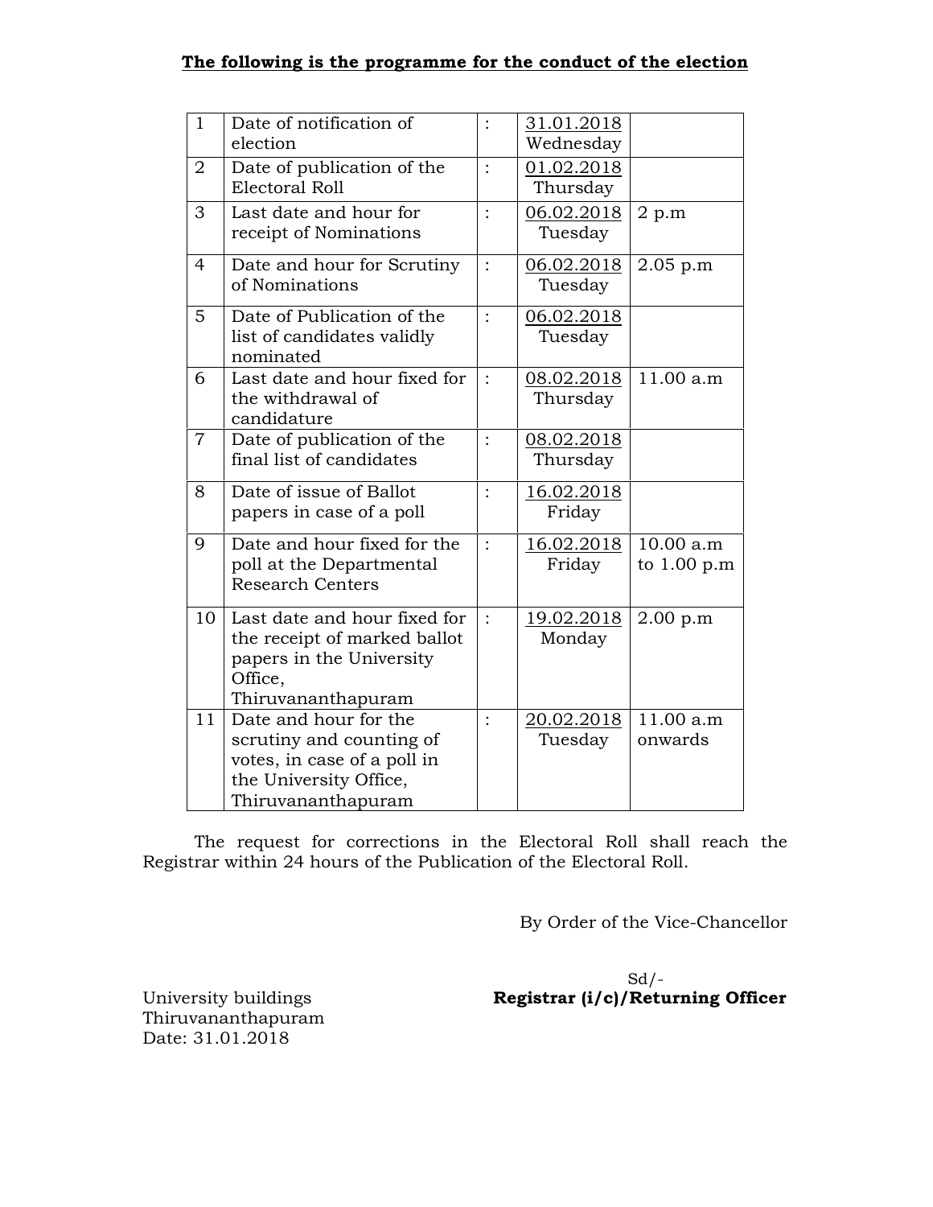**The following is the programme for the conduct of the election**

| | | | | |
|---|---|---|---|---|
| 1 | Date of notification of election | : | 31.01.2018 Wednesday | |
| 2 | Date of publication of the Electoral Roll | : | 01.02.2018 Thursday | |
| 3 | Last date and hour for receipt of Nominations | : | 06.02.2018 Tuesday | 2 p.m |
| 4 | Date and hour for Scrutiny of Nominations | : | 06.02.2018 Tuesday | 2.05 p.m |
| 5 | Date of Publication of the list of candidates validly nominated | : | 06.02.2018 Tuesday | |
| 6 | Last date and hour fixed for the withdrawal of candidature | : | 08.02.2018 Thursday | 11.00 a.m |
| 7 | Date of publication of the final list of candidates | : | 08.02.2018 Thursday | |
| 8 | Date of issue of Ballot papers in case of a poll | : | 16.02.2018 Friday | |
| 9 | Date and hour fixed for the poll at the Departmental Research Centers | : | 16.02.2018 Friday | 10.00 a.m to 1.00 p.m |
| 10 | Last date and hour fixed for the receipt of marked ballot papers in the University Office, Thiruvananthapuram | : | 19.02.2018 Monday | 2.00 p.m |
| 11 | Date and hour for the scrutiny and counting of votes, in case of a poll in the University Office, Thiruvananthapuram | : | 20.02.2018 Tuesday | 11.00 a.m onwards |

The request for corrections in the Electoral Roll shall reach the Registrar within 24 hours of the Publication of the Electoral Roll.

By Order of the Vice-Chancellor

Sd/-

**Registrar (i/c)/Returning Officer**

University buildings
Thiruvananthapuram
Date: 31.01.2018